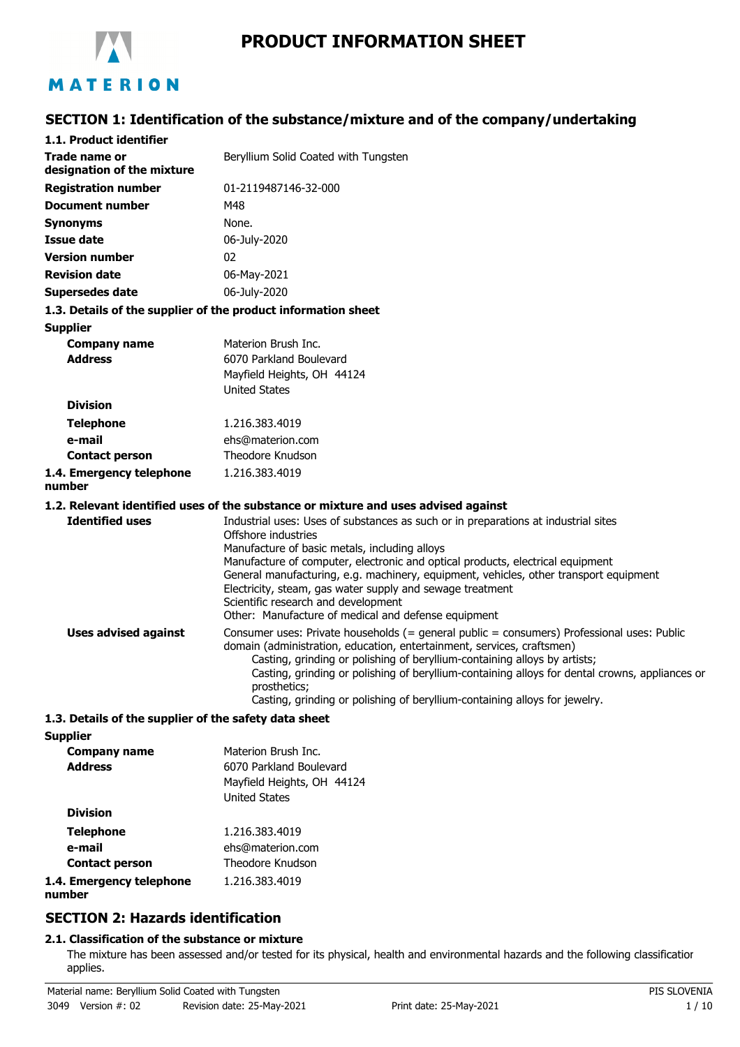# PRODUCT INFORMATION SHEET

MATERION

## SECTION 1: Identification of the substance/mixture and of the company/undertaking

### 1.1. Product identifier

| | |
|---|---|
| **Trade name or designation of the mixture** | Beryllium Solid Coated with Tungsten |
| **Registration number** | 01-2119487146-32-000 |
| **Document number** | M48 |
| **Synonyms** | None. |
| **Issue date** | 06-July-2020 |
| **Version number** | 02 |
| **Revision date** | 06-May-2021 |
| **Supersedes date** | 06-July-2020 |

### 1.3. Details of the supplier of the product information sheet

**Supplier**

| | |
|---|---|
| **Company name** | Materion Brush Inc. |
| **Address** | 6070 Parkland Boulevard<br>Mayfield Heights, OH 44124<br>United States |
| **Division** | |
| **Telephone** | 1.216.383.4019 |
| **e-mail** | ehs@materion.com |
| **Contact person** | Theodore Knudson |
| **1.4. Emergency telephone number** | 1.216.383.4019 |

### 1.2. Relevant identified uses of the substance or mixture and uses advised against

**Identified uses**

Industrial uses: Uses of substances as such or in preparations at industrial sites
Offshore industries
Manufacture of basic metals, including alloys
Manufacture of computer, electronic and optical products, electrical equipment
General manufacturing, e.g. machinery, equipment, vehicles, other transport equipment
Electricity, steam, gas water supply and sewage treatment
Scientific research and development
Other: Manufacture of medical and defense equipment

**Uses advised against**

Consumer uses: Private households (= general public = consumers) Professional uses: Public domain (administration, education, entertainment, services, craftsmen)
Casting, grinding or polishing of beryllium-containing alloys by artists;
Casting, grinding or polishing of beryllium-containing alloys for dental crowns, appliances or prosthetics;
Casting, grinding or polishing of beryllium-containing alloys for jewelry.

### 1.3. Details of the supplier of the safety data sheet

**Supplier**

| | |
|---|---|
| **Company name** | Materion Brush Inc. |
| **Address** | 6070 Parkland Boulevard<br>Mayfield Heights, OH 44124<br>United States |
| **Division** | |
| **Telephone** | 1.216.383.4019 |
| **e-mail** | ehs@materion.com |
| **Contact person** | Theodore Knudson |
| **1.4. Emergency telephone number** | 1.216.383.4019 |

## SECTION 2: Hazards identification

### 2.1. Classification of the substance or mixture

The mixture has been assessed and/or tested for its physical, health and environmental hazards and the following classification applies.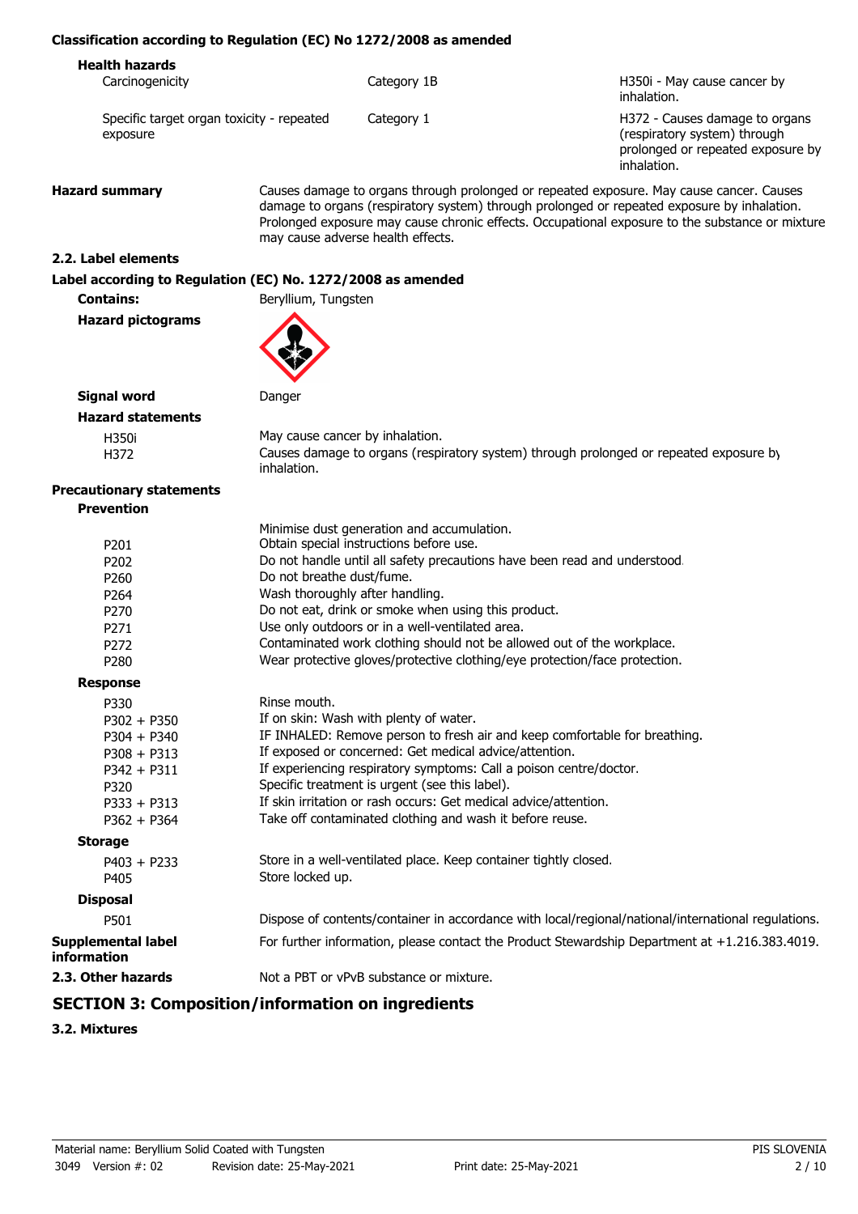### Classification according to Regulation (EC) No 1272/2008 as amended

**Health hazards**

| | | |
|---|---|---|
| Carcinogenicity | Category 1B | H350i - May cause cancer by inhalation. |
| Specific target organ toxicity - repeated exposure | Category 1 | H372 - Causes damage to organs (respiratory system) through prolonged or repeated exposure by inhalation. |

**Hazard summary** Causes damage to organs through prolonged or repeated exposure. May cause cancer. Causes damage to organs (respiratory system) through prolonged or repeated exposure by inhalation. Prolonged exposure may cause chronic effects. Occupational exposure to the substance or mixture may cause adverse health effects.

### 2.2. Label elements

**Label according to Regulation (EC) No. 1272/2008 as amended**

**Contains:** Beryllium, Tungsten

**Hazard pictograms**

**Signal word** Danger

**Hazard statements**

| | |
|---|---|
| H350i | May cause cancer by inhalation. |
| H372 | Causes damage to organs (respiratory system) through prolonged or repeated exposure by inhalation. |

**Precautionary statements**

**Prevention**

| | |
|---|---|
| | Minimise dust generation and accumulation. |
| P201 | Obtain special instructions before use. |
| P202 | Do not handle until all safety precautions have been read and understood. |
| P260 | Do not breathe dust/fume. |
| P264 | Wash thoroughly after handling. |
| P270 | Do not eat, drink or smoke when using this product. |
| P271 | Use only outdoors or in a well-ventilated area. |
| P272 | Contaminated work clothing should not be allowed out of the workplace. |
| P280 | Wear protective gloves/protective clothing/eye protection/face protection. |

**Response**

| | |
|---|---|
| P330 | Rinse mouth. |
| P302 + P350 | If on skin: Wash with plenty of water. |
| P304 + P340 | IF INHALED: Remove person to fresh air and keep comfortable for breathing. |
| P308 + P313 | If exposed or concerned: Get medical advice/attention. |
| P342 + P311 | If experiencing respiratory symptoms: Call a poison centre/doctor. |
| P320 | Specific treatment is urgent (see this label). |
| P333 + P313 | If skin irritation or rash occurs: Get medical advice/attention. |
| P362 + P364 | Take off contaminated clothing and wash it before reuse. |

**Storage**

| | |
|---|---|
| P403 + P233 | Store in a well-ventilated place. Keep container tightly closed. |
| P405 | Store locked up. |

**Disposal**

| | |
|---|---|
| P501 | Dispose of contents/container in accordance with local/regional/national/international regulations. |

**Supplemental label information** For further information, please contact the Product Stewardship Department at +1.216.383.4019.

**2.3. Other hazards** Not a PBT or vPvB substance or mixture.

## SECTION 3: Composition/information on ingredients

### 3.2. Mixtures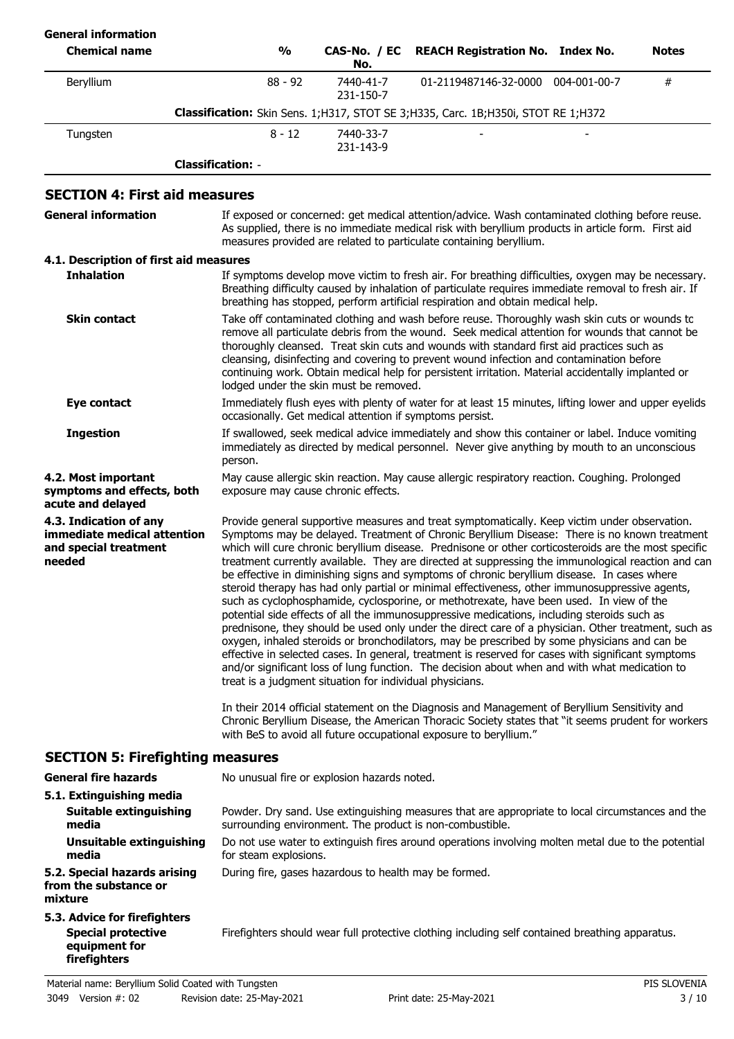**General information**

| Chemical name | % | CAS-No. / EC No. | REACH Registration No. | Index No. | Notes |
|---|---|---|---|---|---|
| Beryllium | 88 - 92 | 7440-41-7 231-150-7 | 01-2119487146-32-0000 | 004-001-00-7 | # |
| **Classification:** Skin Sens. 1;H317, STOT SE 3;H335, Carc. 1B;H350i, STOT RE 1;H372 | | | | | |
| Tungsten | 8 - 12 | 7440-33-7 231-143-9 | - | - | |
| **Classification:** - | | | | | |

## SECTION 4: First aid measures

**General information**

If exposed or concerned: get medical attention/advice. Wash contaminated clothing before reuse. As supplied, there is no immediate medical risk with beryllium products in article form. First aid measures provided are related to particulate containing beryllium.

### 4.1. Description of first aid measures

**Inhalation**

If symptoms develop move victim to fresh air. For breathing difficulties, oxygen may be necessary. Breathing difficulty caused by inhalation of particulate requires immediate removal to fresh air. If breathing has stopped, perform artificial respiration and obtain medical help.

**Skin contact**

Take off contaminated clothing and wash before reuse. Thoroughly wash skin cuts or wounds to remove all particulate debris from the wound. Seek medical attention for wounds that cannot be thoroughly cleansed. Treat skin cuts and wounds with standard first aid practices such as cleansing, disinfecting and covering to prevent wound infection and contamination before continuing work. Obtain medical help for persistent irritation. Material accidentally implanted or lodged under the skin must be removed.

**Eye contact**

Immediately flush eyes with plenty of water for at least 15 minutes, lifting lower and upper eyelids occasionally. Get medical attention if symptoms persist.

**Ingestion**

If swallowed, seek medical advice immediately and show this container or label. Induce vomiting immediately as directed by medical personnel. Never give anything by mouth to an unconscious person.

**4.2. Most important symptoms and effects, both acute and delayed**

May cause allergic skin reaction. May cause allergic respiratory reaction. Coughing. Prolonged exposure may cause chronic effects.

**4.3. Indication of any immediate medical attention and special treatment needed**

Provide general supportive measures and treat symptomatically. Keep victim under observation. Symptoms may be delayed. Treatment of Chronic Beryllium Disease: There is no known treatment which will cure chronic beryllium disease. Prednisone or other corticosteroids are the most specific treatment currently available. They are directed at suppressing the immunological reaction and can be effective in diminishing signs and symptoms of chronic beryllium disease. In cases where steroid therapy has had only partial or minimal effectiveness, other immunosuppressive agents, such as cyclophosphamide, cyclosporine, or methotrexate, have been used. In view of the potential side effects of all the immunosuppressive medications, including steroids such as prednisone, they should be used only under the direct care of a physician. Other treatment, such as oxygen, inhaled steroids or bronchodilators, may be prescribed by some physicians and can be effective in selected cases. In general, treatment is reserved for cases with significant symptoms and/or significant loss of lung function. The decision about when and with what medication to treat is a judgment situation for individual physicians.

In their 2014 official statement on the Diagnosis and Management of Beryllium Sensitivity and Chronic Beryllium Disease, the American Thoracic Society states that "it seems prudent for workers with BeS to avoid all future occupational exposure to beryllium."

## SECTION 5: Firefighting measures

**General fire hazards**

No unusual fire or explosion hazards noted.

### 5.1. Extinguishing media

**Suitable extinguishing media**

Powder. Dry sand. Use extinguishing measures that are appropriate to local circumstances and the surrounding environment. The product is non-combustible.

**Unsuitable extinguishing media**

Do not use water to extinguish fires around operations involving molten metal due to the potential for steam explosions.

**5.2. Special hazards arising from the substance or mixture**

During fire, gases hazardous to health may be formed.

### 5.3. Advice for firefighters

**Special protective equipment for firefighters**

Firefighters should wear full protective clothing including self contained breathing apparatus.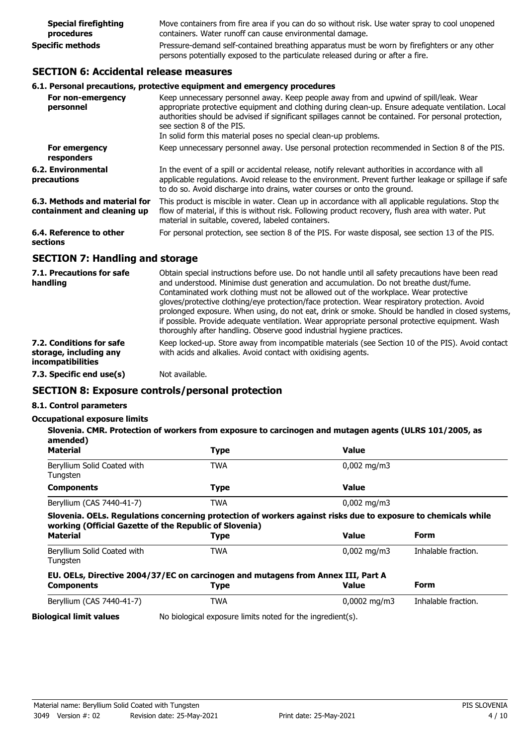**Special firefighting procedures** Move containers from fire area if you can do so without risk. Use water spray to cool unopened containers. Water runoff can cause environmental damage.

**Specific methods** Pressure-demand self-contained breathing apparatus must be worn by firefighters or any other persons potentially exposed to the particulate released during or after a fire.

## SECTION 6: Accidental release measures

### 6.1. Personal precautions, protective equipment and emergency procedures

**For non-emergency personnel** Keep unnecessary personnel away. Keep people away from and upwind of spill/leak. Wear appropriate protective equipment and clothing during clean-up. Ensure adequate ventilation. Local authorities should be advised if significant spillages cannot be contained. For personal protection, see section 8 of the PIS.
In solid form this material poses no special clean-up problems.

**For emergency responders** Keep unnecessary personnel away. Use personal protection recommended in Section 8 of the PIS.

**6.2. Environmental precautions** In the event of a spill or accidental release, notify relevant authorities in accordance with all applicable regulations. Avoid release to the environment. Prevent further leakage or spillage if safe to do so. Avoid discharge into drains, water courses or onto the ground.

**6.3. Methods and material for containment and cleaning up** This product is miscible in water. Clean up in accordance with all applicable regulations. Stop the flow of material, if this is without risk. Following product recovery, flush area with water. Put material in suitable, covered, labeled containers.

**6.4. Reference to other sections** For personal protection, see section 8 of the PIS. For waste disposal, see section 13 of the PIS.

## SECTION 7: Handling and storage

**7.1. Precautions for safe handling** Obtain special instructions before use. Do not handle until all safety precautions have been read and understood. Minimise dust generation and accumulation. Do not breathe dust/fume. Contaminated work clothing must not be allowed out of the workplace. Wear protective gloves/protective clothing/eye protection/face protection. Wear respiratory protection. Avoid prolonged exposure. When using, do not eat, drink or smoke. Should be handled in closed systems, if possible. Provide adequate ventilation. Wear appropriate personal protective equipment. Wash thoroughly after handling. Observe good industrial hygiene practices.

**7.2. Conditions for safe storage, including any incompatibilities** Keep locked-up. Store away from incompatible materials (see Section 10 of the PIS). Avoid contact with acids and alkalies. Avoid contact with oxidising agents.

**7.3. Specific end use(s)** Not available.

## SECTION 8: Exposure controls/personal protection

### 8.1. Control parameters

**Occupational exposure limits**

**Slovenia. CMR. Protection of workers from exposure to carcinogen and mutagen agents (ULRS 101/2005, as amended)**

| Material | Type | Value |
|---|---|---|
| Beryllium Solid Coated with Tungsten | TWA | 0,002 mg/m3 |
| **Components** | **Type** | **Value** |
| Beryllium (CAS 7440-41-7) | TWA | 0,002 mg/m3 |

**Slovenia. OELs. Regulations concerning protection of workers against risks due to exposure to chemicals while working (Official Gazette of the Republic of Slovenia)**

| Material | Type | Value | Form |
|---|---|---|---|
| Beryllium Solid Coated with Tungsten | TWA | 0,002 mg/m3 | Inhalable fraction. |

**EU. OELs, Directive 2004/37/EC on carcinogen and mutagens from Annex III, Part A**

| Components | Type | Value | Form |
|---|---|---|---|
| Beryllium (CAS 7440-41-7) | TWA | 0,0002 mg/m3 | Inhalable fraction. |

**Biological limit values** No biological exposure limits noted for the ingredient(s).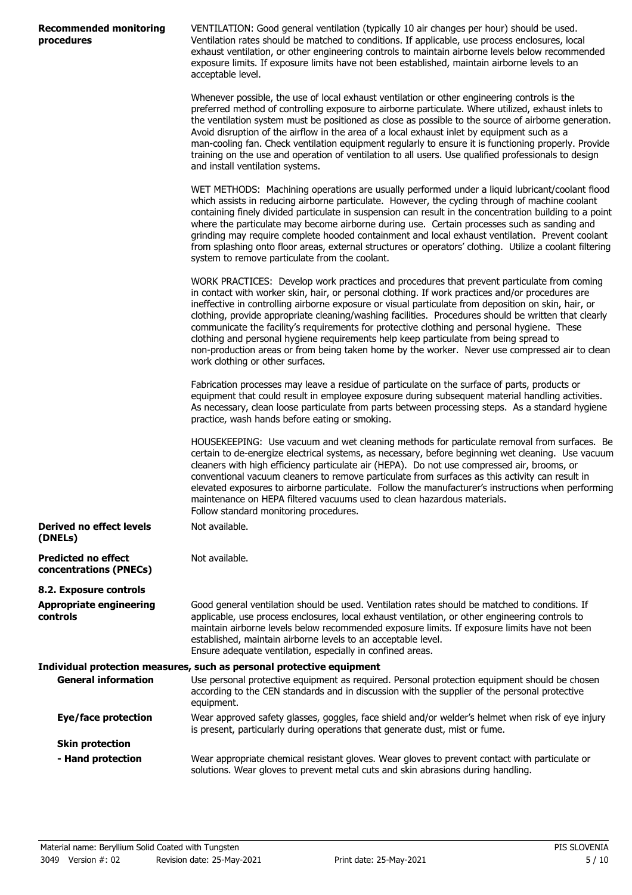**Recommended monitoring procedures**

VENTILATION: Good general ventilation (typically 10 air changes per hour) should be used. Ventilation rates should be matched to conditions. If applicable, use process enclosures, local exhaust ventilation, or other engineering controls to maintain airborne levels below recommended exposure limits. If exposure limits have not been established, maintain airborne levels to an acceptable level.

Whenever possible, the use of local exhaust ventilation or other engineering controls is the preferred method of controlling exposure to airborne particulate. Where utilized, exhaust inlets to the ventilation system must be positioned as close as possible to the source of airborne generation. Avoid disruption of the airflow in the area of a local exhaust inlet by equipment such as a man-cooling fan. Check ventilation equipment regularly to ensure it is functioning properly. Provide training on the use and operation of ventilation to all users. Use qualified professionals to design and install ventilation systems.

WET METHODS: Machining operations are usually performed under a liquid lubricant/coolant flood which assists in reducing airborne particulate. However, the cycling through of machine coolant containing finely divided particulate in suspension can result in the concentration building to a point where the particulate may become airborne during use. Certain processes such as sanding and grinding may require complete hooded containment and local exhaust ventilation. Prevent coolant from splashing onto floor areas, external structures or operators' clothing. Utilize a coolant filtering system to remove particulate from the coolant.

WORK PRACTICES: Develop work practices and procedures that prevent particulate from coming in contact with worker skin, hair, or personal clothing. If work practices and/or procedures are ineffective in controlling airborne exposure or visual particulate from deposition on skin, hair, or clothing, provide appropriate cleaning/washing facilities. Procedures should be written that clearly communicate the facility's requirements for protective clothing and personal hygiene. These clothing and personal hygiene requirements help keep particulate from being spread to non-production areas or from being taken home by the worker. Never use compressed air to clean work clothing or other surfaces.

Fabrication processes may leave a residue of particulate on the surface of parts, products or equipment that could result in employee exposure during subsequent material handling activities. As necessary, clean loose particulate from parts between processing steps. As a standard hygiene practice, wash hands before eating or smoking.

HOUSEKEEPING: Use vacuum and wet cleaning methods for particulate removal from surfaces. Be certain to de-energize electrical systems, as necessary, before beginning wet cleaning. Use vacuum cleaners with high efficiency particulate air (HEPA). Do not use compressed air, brooms, or conventional vacuum cleaners to remove particulate from surfaces as this activity can result in elevated exposures to airborne particulate. Follow the manufacturer's instructions when performing maintenance on HEPA filtered vacuums used to clean hazardous materials.
Follow standard monitoring procedures.

**Derived no effect levels (DNELs)**

Not available.

**Predicted no effect concentrations (PNECs)**

Not available.

## 8.2. Exposure controls

**Appropriate engineering controls**

Good general ventilation should be used. Ventilation rates should be matched to conditions. If applicable, use process enclosures, local exhaust ventilation, or other engineering controls to maintain airborne levels below recommended exposure limits. If exposure limits have not been established, maintain airborne levels to an acceptable level.
Ensure adequate ventilation, especially in confined areas.

**Individual protection measures, such as personal protective equipment**

**General information**

Use personal protective equipment as required. Personal protection equipment should be chosen according to the CEN standards and in discussion with the supplier of the personal protective equipment.

**Eye/face protection**

Wear approved safety glasses, goggles, face shield and/or welder's helmet when risk of eye injury is present, particularly during operations that generate dust, mist or fume.

**Skin protection**

**- Hand protection**

Wear appropriate chemical resistant gloves. Wear gloves to prevent contact with particulate or solutions. Wear gloves to prevent metal cuts and skin abrasions during handling.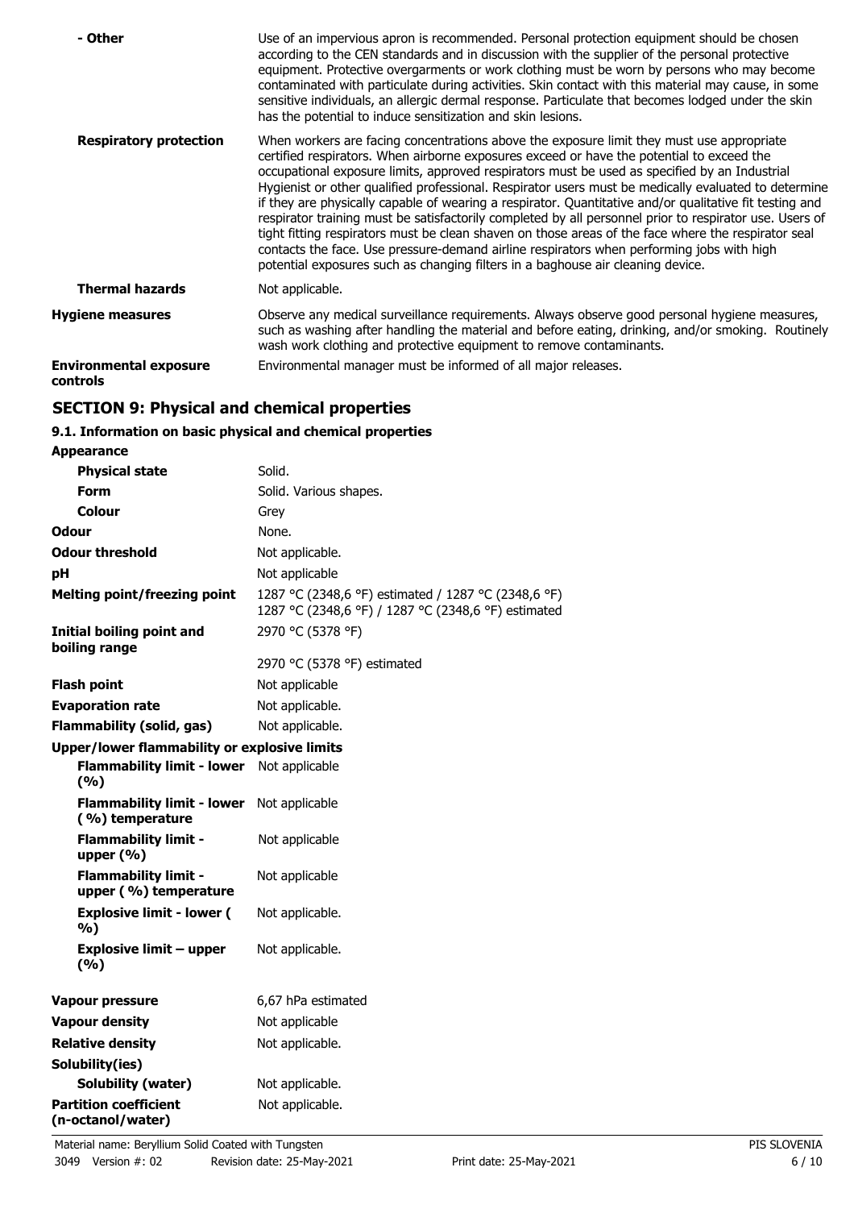| | |
|---|---|
| **- Other** | Use of an impervious apron is recommended. Personal protection equipment should be chosen according to the CEN standards and in discussion with the supplier of the personal protective equipment. Protective overgarments or work clothing must be worn by persons who may become contaminated with particulate during activities. Skin contact with this material may cause, in some sensitive individuals, an allergic dermal response. Particulate that becomes lodged under the skin has the potential to induce sensitization and skin lesions. |
| **Respiratory protection** | When workers are facing concentrations above the exposure limit they must use appropriate certified respirators. When airborne exposures exceed or have the potential to exceed the occupational exposure limits, approved respirators must be used as specified by an Industrial Hygienist or other qualified professional. Respirator users must be medically evaluated to determine if they are physically capable of wearing a respirator. Quantitative and/or qualitative fit testing and respirator training must be satisfactorily completed by all personnel prior to respirator use. Users of tight fitting respirators must be clean shaven on those areas of the face where the respirator seal contacts the face. Use pressure-demand airline respirators when performing jobs with high potential exposures such as changing filters in a baghouse air cleaning device. |
| **Thermal hazards** | Not applicable. |
| **Hygiene measures** | Observe any medical surveillance requirements. Always observe good personal hygiene measures, such as washing after handling the material and before eating, drinking, and/or smoking. Routinely wash work clothing and protective equipment to remove contaminants. |
| **Environmental exposure controls** | Environmental manager must be informed of all major releases. |

## SECTION 9: Physical and chemical properties

### 9.1. Information on basic physical and chemical properties

| | |
|---|---|
| **Appearance** | |
| **Physical state** | Solid. |
| **Form** | Solid. Various shapes. |
| **Colour** | Grey |
| **Odour** | None. |
| **Odour threshold** | Not applicable. |
| **pH** | Not applicable |
| **Melting point/freezing point** | 1287 °C (2348,6 °F) estimated / 1287 °C (2348,6 °F) 1287 °C (2348,6 °F) / 1287 °C (2348,6 °F) estimated |
| **Initial boiling point and boiling range** | 2970 °C (5378 °F) |
| | 2970 °C (5378 °F) estimated |
| **Flash point** | Not applicable |
| **Evaporation rate** | Not applicable. |
| **Flammability (solid, gas)** | Not applicable. |
| **Upper/lower flammability or explosive limits** | |
| **Flammability limit - lower (%)** | Not applicable |
| **Flammability limit - lower (%) temperature** | Not applicable |
| **Flammability limit - upper (%)** | Not applicable |
| **Flammability limit - upper (%) temperature** | Not applicable |
| **Explosive limit - lower (%)** | Not applicable. |
| **Explosive limit – upper (%)** | Not applicable. |
| **Vapour pressure** | 6,67 hPa estimated |
| **Vapour density** | Not applicable |
| **Relative density** | Not applicable. |
| **Solubility(ies)** | |
| **Solubility (water)** | Not applicable. |
| **Partition coefficient (n-octanol/water)** | Not applicable. |

Material name: Beryllium Solid Coated with Tungsten

3049 Version #: 02 Revision date: 25-May-2021 Print date: 25-May-2021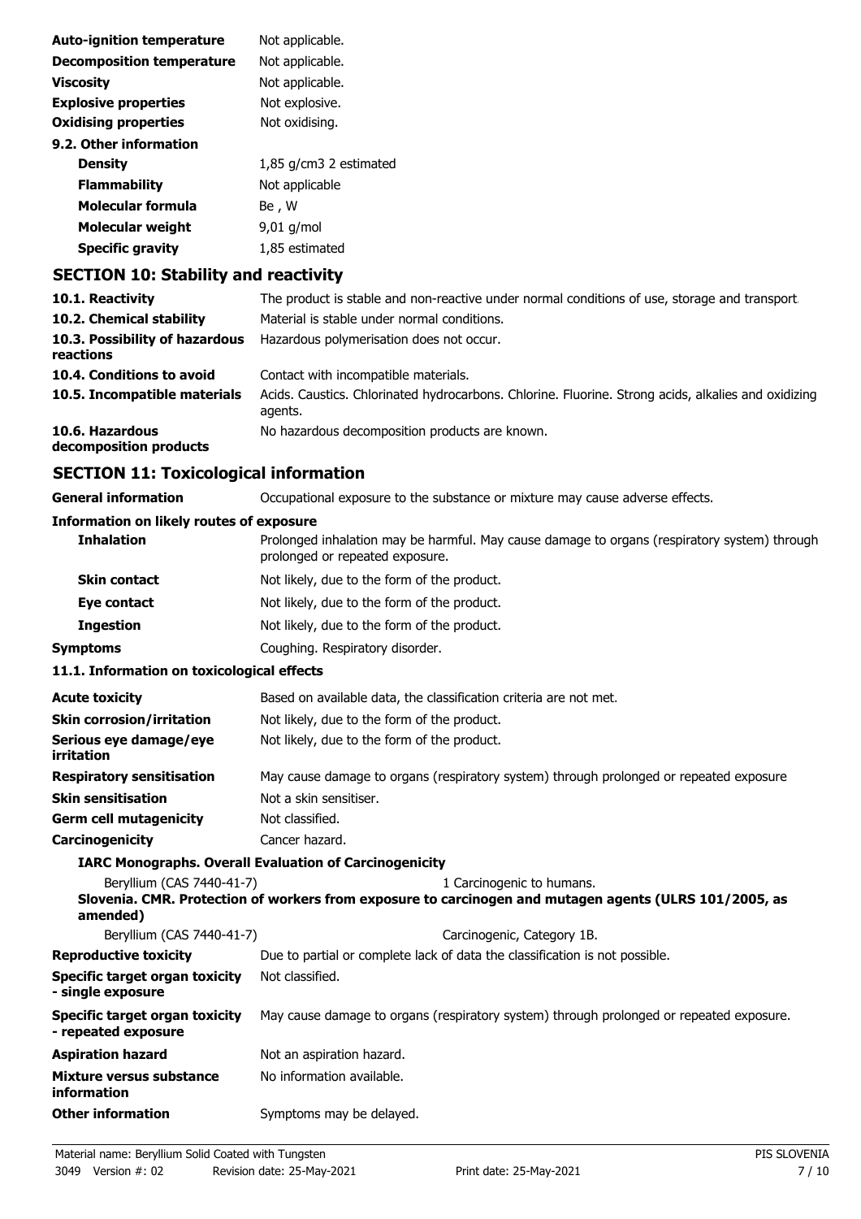| | |
|---|---|
| **Auto-ignition temperature** | Not applicable. |
| **Decomposition temperature** | Not applicable. |
| **Viscosity** | Not applicable. |
| **Explosive properties** | Not explosive. |
| **Oxidising properties** | Not oxidising. |

**9.2. Other information**

| | |
|---|---|
| **Density** | 1,85 g/cm3 2 estimated |
| **Flammability** | Not applicable |
| **Molecular formula** | Be , W |
| **Molecular weight** | 9,01 g/mol |
| **Specific gravity** | 1,85 estimated |

## SECTION 10: Stability and reactivity

| | |
|---|---|
| **10.1. Reactivity** | The product is stable and non-reactive under normal conditions of use, storage and transport. |
| **10.2. Chemical stability** | Material is stable under normal conditions. |
| **10.3. Possibility of hazardous reactions** | Hazardous polymerisation does not occur. |
| **10.4. Conditions to avoid** | Contact with incompatible materials. |
| **10.5. Incompatible materials** | Acids. Caustics. Chlorinated hydrocarbons. Chlorine. Fluorine. Strong acids, alkalies and oxidizing agents. |
| **10.6. Hazardous decomposition products** | No hazardous decomposition products are known. |

## SECTION 11: Toxicological information

| | |
|---|---|
| **General information** | Occupational exposure to the substance or mixture may cause adverse effects. |

**Information on likely routes of exposure**

| | |
|---|---|
| **Inhalation** | Prolonged inhalation may be harmful. May cause damage to organs (respiratory system) through prolonged or repeated exposure. |
| **Skin contact** | Not likely, due to the form of the product. |
| **Eye contact** | Not likely, due to the form of the product. |
| **Ingestion** | Not likely, due to the form of the product. |
| **Symptoms** | Coughing. Respiratory disorder. |

**11.1. Information on toxicological effects**

| | |
|---|---|
| **Acute toxicity** | Based on available data, the classification criteria are not met. |
| **Skin corrosion/irritation** | Not likely, due to the form of the product. |
| **Serious eye damage/eye irritation** | Not likely, due to the form of the product. |
| **Respiratory sensitisation** | May cause damage to organs (respiratory system) through prolonged or repeated exposure |
| **Skin sensitisation** | Not a skin sensitiser. |
| **Germ cell mutagenicity** | Not classified. |
| **Carcinogenicity** | Cancer hazard. |

**IARC Monographs. Overall Evaluation of Carcinogenicity**

| | |
|---|---|
| Beryllium (CAS 7440-41-7) | 1 Carcinogenic to humans. |

**Slovenia. CMR. Protection of workers from exposure to carcinogen and mutagen agents (ULRS 101/2005, as amended)**

| | |
|---|---|
| Beryllium (CAS 7440-41-7) | Carcinogenic, Category 1B. |
| **Reproductive toxicity** | Due to partial or complete lack of data the classification is not possible. |
| **Specific target organ toxicity - single exposure** | Not classified. |
| **Specific target organ toxicity - repeated exposure** | May cause damage to organs (respiratory system) through prolonged or repeated exposure. |
| **Aspiration hazard** | Not an aspiration hazard. |
| **Mixture versus substance information** | No information available. |
| **Other information** | Symptoms may be delayed. |

Material name: Beryllium Solid Coated with Tungsten
3049 Version #: 02 Revision date: 25-May-2021 Print date: 25-May-2021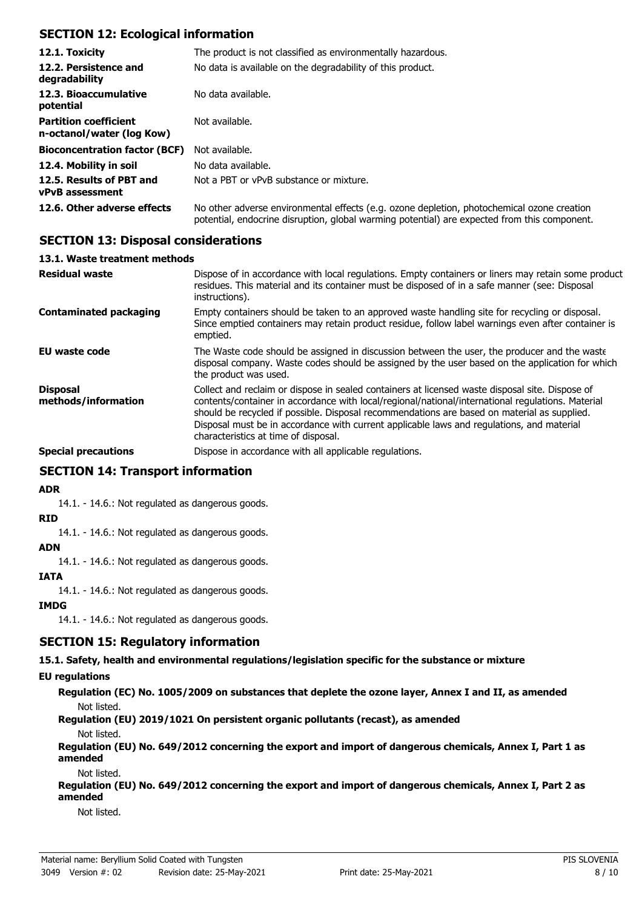## SECTION 12: Ecological information

| | |
|---|---|
| **12.1. Toxicity** | The product is not classified as environmentally hazardous. |
| **12.2. Persistence and degradability** | No data is available on the degradability of this product. |
| **12.3. Bioaccumulative potential** | No data available. |
| **Partition coefficient n-octanol/water (log Kow)** | Not available. |
| **Bioconcentration factor (BCF)** | Not available. |
| **12.4. Mobility in soil** | No data available. |
| **12.5. Results of PBT and vPvB assessment** | Not a PBT or vPvB substance or mixture. |
| **12.6. Other adverse effects** | No other adverse environmental effects (e.g. ozone depletion, photochemical ozone creation potential, endocrine disruption, global warming potential) are expected from this component. |

## SECTION 13: Disposal considerations

### 13.1. Waste treatment methods

| | |
|---|---|
| **Residual waste** | Dispose of in accordance with local regulations. Empty containers or liners may retain some product residues. This material and its container must be disposed of in a safe manner (see: Disposal instructions). |
| **Contaminated packaging** | Empty containers should be taken to an approved waste handling site for recycling or disposal. Since emptied containers may retain product residue, follow label warnings even after container is emptied. |
| **EU waste code** | The Waste code should be assigned in discussion between the user, the producer and the waste disposal company. Waste codes should be assigned by the user based on the application for which the product was used. |
| **Disposal methods/information** | Collect and reclaim or dispose in sealed containers at licensed waste disposal site. Dispose of contents/container in accordance with local/regional/national/international regulations. Material should be recycled if possible. Disposal recommendations are based on material as supplied. Disposal must be in accordance with current applicable laws and regulations, and material characteristics at time of disposal. |
| **Special precautions** | Dispose in accordance with all applicable regulations. |

## SECTION 14: Transport information

**ADR**

14.1. - 14.6.: Not regulated as dangerous goods.

**RID**

14.1. - 14.6.: Not regulated as dangerous goods.

**ADN**

14.1. - 14.6.: Not regulated as dangerous goods.

**IATA**

14.1. - 14.6.: Not regulated as dangerous goods.

**IMDG**

14.1. - 14.6.: Not regulated as dangerous goods.

## SECTION 15: Regulatory information

### 15.1. Safety, health and environmental regulations/legislation specific for the substance or mixture

**EU regulations**

**Regulation (EC) No. 1005/2009 on substances that deplete the ozone layer, Annex I and II, as amended**

Not listed.

**Regulation (EU) 2019/1021 On persistent organic pollutants (recast), as amended**

Not listed.

**Regulation (EU) No. 649/2012 concerning the export and import of dangerous chemicals, Annex I, Part 1 as amended**

Not listed.

**Regulation (EU) No. 649/2012 concerning the export and import of dangerous chemicals, Annex I, Part 2 as amended**

Not listed.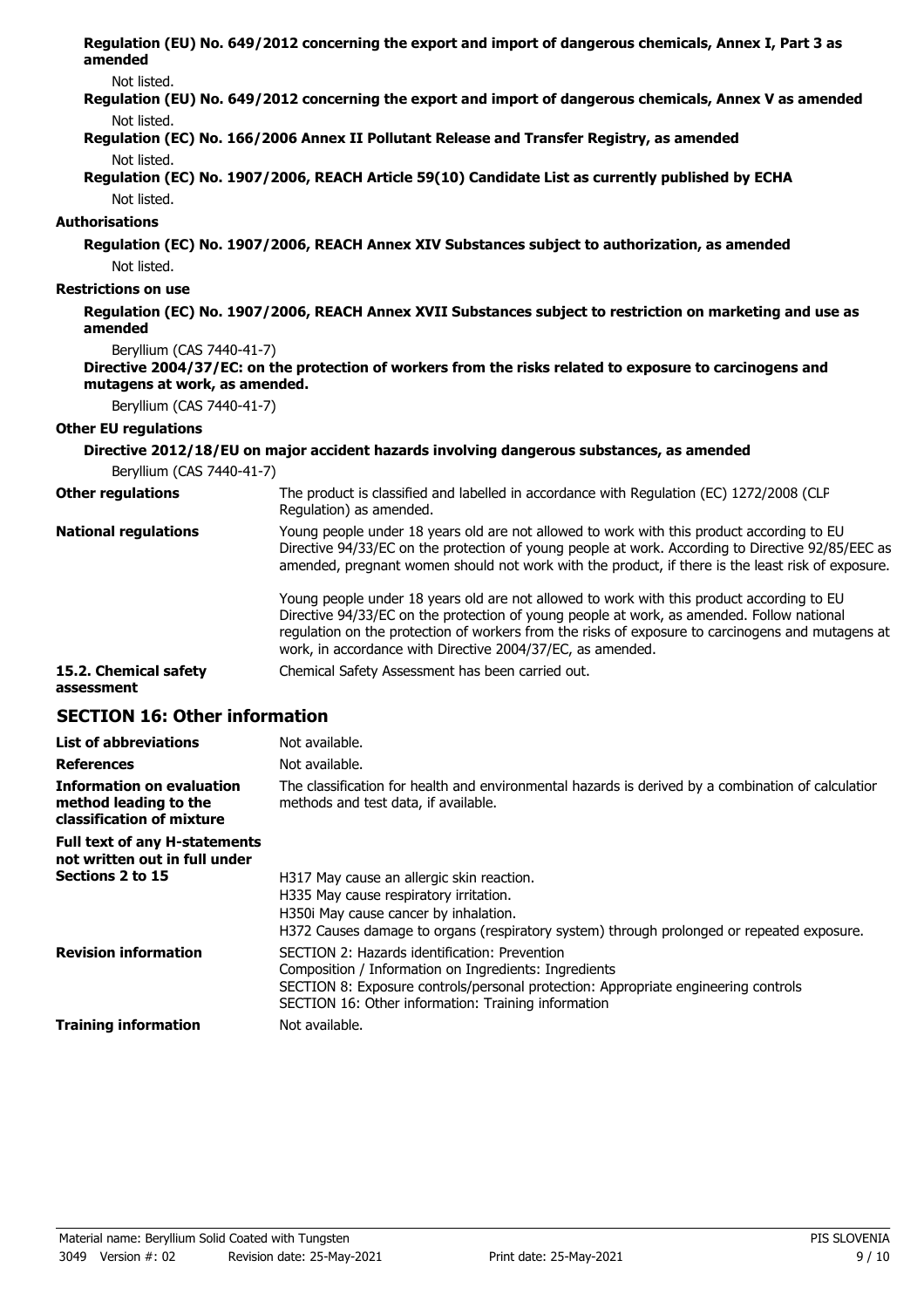**Regulation (EU) No. 649/2012 concerning the export and import of dangerous chemicals, Annex I, Part 3 as amended**

Not listed.

**Regulation (EU) No. 649/2012 concerning the export and import of dangerous chemicals, Annex V as amended**

Not listed.

**Regulation (EC) No. 166/2006 Annex II Pollutant Release and Transfer Registry, as amended**

Not listed.

**Regulation (EC) No. 1907/2006, REACH Article 59(10) Candidate List as currently published by ECHA**

Not listed.

**Authorisations**

**Regulation (EC) No. 1907/2006, REACH Annex XIV Substances subject to authorization, as amended**

Not listed.

**Restrictions on use**

**Regulation (EC) No. 1907/2006, REACH Annex XVII Substances subject to restriction on marketing and use as amended**

Beryllium (CAS 7440-41-7)

**Directive 2004/37/EC: on the protection of workers from the risks related to exposure to carcinogens and mutagens at work, as amended.**

Beryllium (CAS 7440-41-7)

**Other EU regulations**

**Directive 2012/18/EU on major accident hazards involving dangerous substances, as amended**

Beryllium (CAS 7440-41-7)

**Other regulations**

The product is classified and labelled in accordance with Regulation (EC) 1272/2008 (CLP Regulation) as amended.

**National regulations**

Young people under 18 years old are not allowed to work with this product according to EU Directive 94/33/EC on the protection of young people at work. According to Directive 92/85/EEC as amended, pregnant women should not work with the product, if there is the least risk of exposure.

Young people under 18 years old are not allowed to work with this product according to EU Directive 94/33/EC on the protection of young people at work, as amended. Follow national regulation on the protection of workers from the risks of exposure to carcinogens and mutagens at work, in accordance with Directive 2004/37/EC, as amended.

**15.2. Chemical safety assessment**

Chemical Safety Assessment has been carried out.

## SECTION 16: Other information

**List of abbreviations**

Not available.

**References**

Not available.

**Information on evaluation method leading to the classification of mixture**

The classification for health and environmental hazards is derived by a combination of calculation methods and test data, if available.

**Full text of any H-statements not written out in full under Sections 2 to 15**

H317 May cause an allergic skin reaction.
H335 May cause respiratory irritation.
H350i May cause cancer by inhalation.
H372 Causes damage to organs (respiratory system) through prolonged or repeated exposure.

**Revision information**

SECTION 2: Hazards identification: Prevention
Composition / Information on Ingredients: Ingredients
SECTION 8: Exposure controls/personal protection: Appropriate engineering controls
SECTION 16: Other information: Training information

**Training information**

Not available.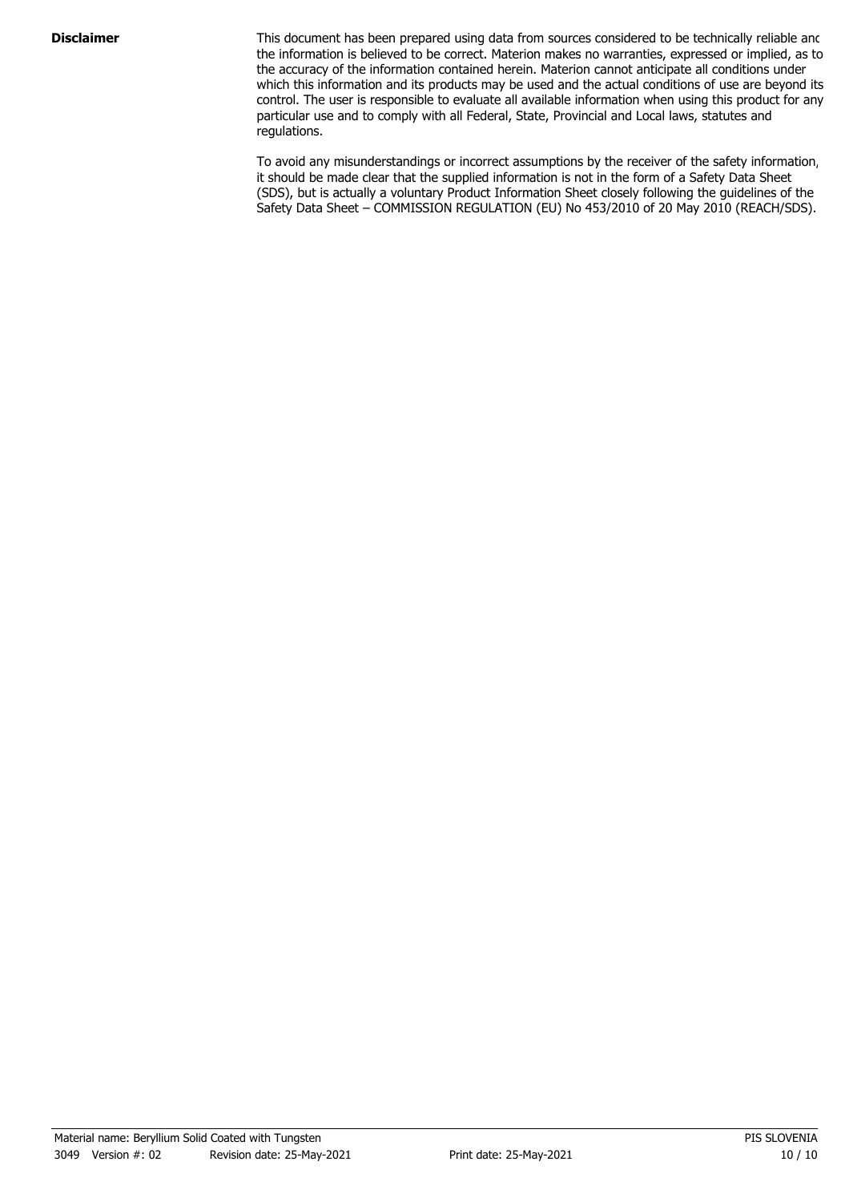**Disclaimer**

This document has been prepared using data from sources considered to be technically reliable and the information is believed to be correct. Materion makes no warranties, expressed or implied, as to the accuracy of the information contained herein. Materion cannot anticipate all conditions under which this information and its products may be used and the actual conditions of use are beyond its control. The user is responsible to evaluate all available information when using this product for any particular use and to comply with all Federal, State, Provincial and Local laws, statutes and regulations.

To avoid any misunderstandings or incorrect assumptions by the receiver of the safety information, it should be made clear that the supplied information is not in the form of a Safety Data Sheet (SDS), but is actually a voluntary Product Information Sheet closely following the guidelines of the Safety Data Sheet – COMMISSION REGULATION (EU) No 453/2010 of 20 May 2010 (REACH/SDS).